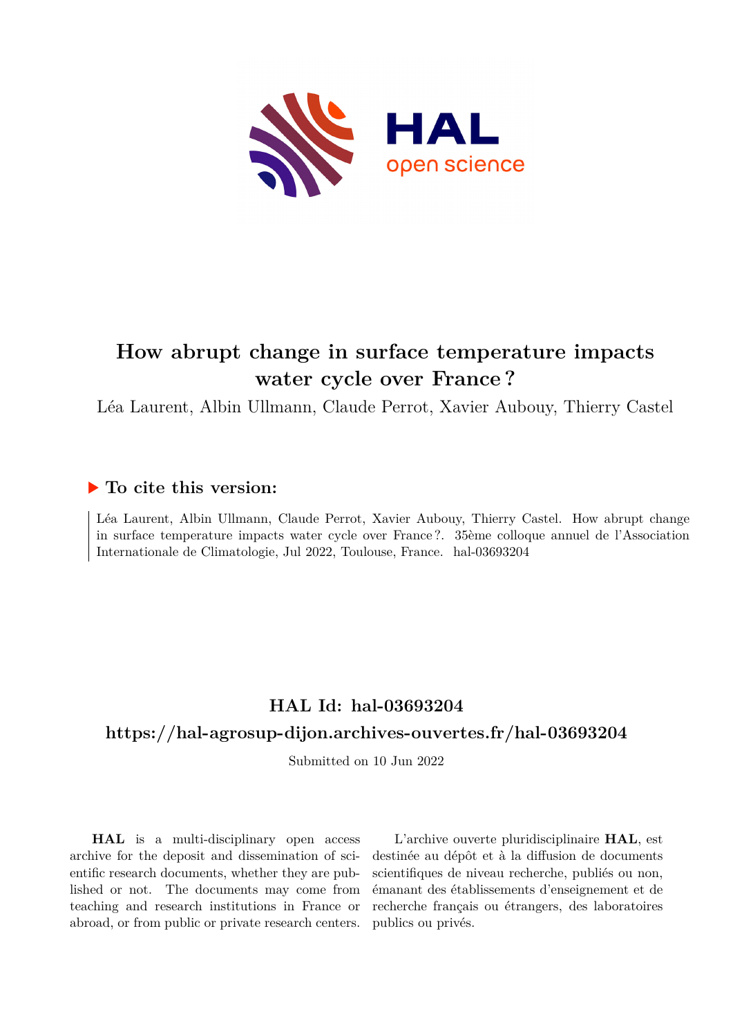# How abrupt change in surface temperature impacts water cycle over France?

Léa Laurent, Albin Ullmann, Claude Perrot, Xavier Aubouy, Thierry Castel

## ▶ To cite this version:

Léa Laurent, Albin Ullmann, Claude Perrot, Xavier Aubouy, Thierry Castel. How abrupt change in surface temperature impacts water cycle over France?. 35ème colloque annuel de l'Association Internationale de Climatologie, Jul 2022, Toulouse, France. hal-03693204

## HAL Id: hal-03693204

## https://hal-agrosup-dijon.archives-ouvertes.fr/hal-03693204

Submitted on 10 Jun 2022

**HAL** is a multi-disciplinary open access archive for the deposit and dissemination of scientific research documents, whether they are published or not. The documents may come from teaching and research institutions in France or abroad, or from public or private research centers.

L'archive ouverte pluridisciplinaire **HAL**, est destinée au dépôt et à la diffusion de documents scientifiques de niveau recherche, publiés ou non, émanant des établissements d'enseignement et de recherche français ou étrangers, des laboratoires publics ou privés.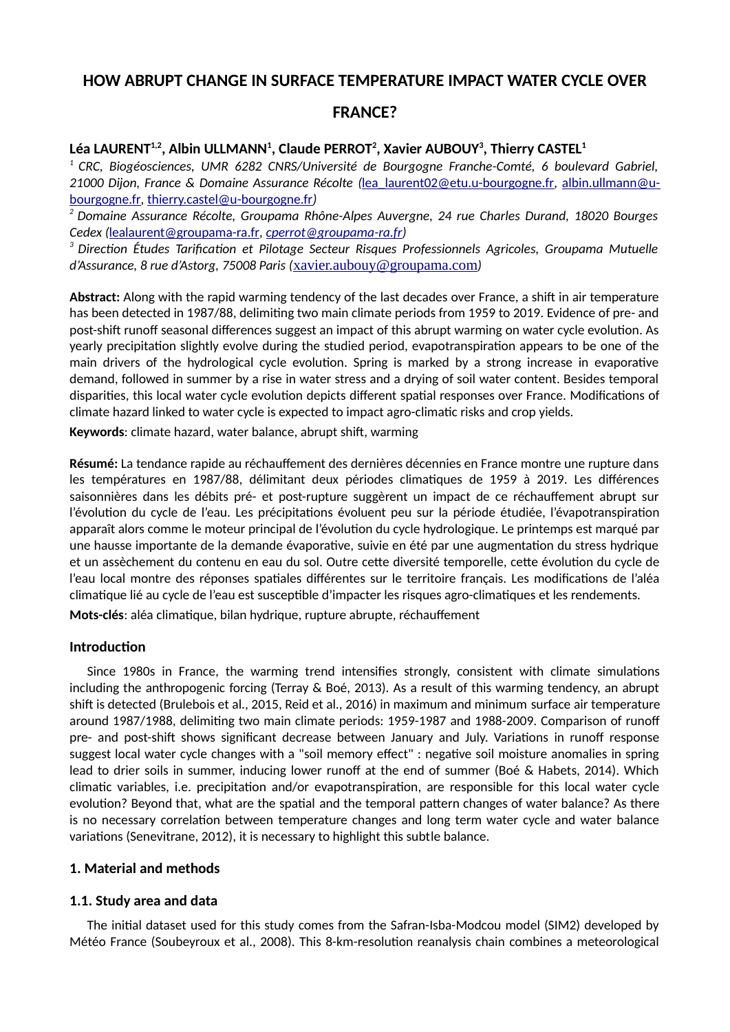# HOW ABRUPT CHANGE IN SURFACE TEMPERATURE IMPACT WATER CYCLE OVER FRANCE?

**Léa LAURENT[1,2], Albin ULLMANN[1], Claude PERROT[2], Xavier AUBOUY[3], Thierry CASTEL[1]**

*[1] CRC, Biogéosciences, UMR 6282 CNRS/Université de Bourgogne Franche-Comté, 6 boulevard Gabriel, 21000 Dijon, France & Domaine Assurance Récolte (lea_laurent02@etu.u-bourgogne.fr, albin.ullmann@u-bourgogne.fr, thierry.castel@u-bourgogne.fr)*

*[2] Domaine Assurance Récolte, Groupama Rhône-Alpes Auvergne, 24 rue Charles Durand, 18020 Bourges Cedex (lealaurent@groupama-ra.fr, cperrot@groupama-ra.fr)*

*[3] Direction Études Tarification et Pilotage Secteur Risques Professionnels Agricoles, Groupama Mutuelle d'Assurance, 8 rue d'Astorg, 75008 Paris (xavier.aubouy@groupama.com)*

**Abstract:** Along with the rapid warming tendency of the last decades over France, a shift in air temperature has been detected in 1987/88, delimiting two main climate periods from 1959 to 2019. Evidence of pre- and post-shift runoff seasonal differences suggest an impact of this abrupt warming on water cycle evolution. As yearly precipitation slightly evolve during the studied period, evapotranspiration appears to be one of the main drivers of the hydrological cycle evolution. Spring is marked by a strong increase in evaporative demand, followed in summer by a rise in water stress and a drying of soil water content. Besides temporal disparities, this local water cycle evolution depicts different spatial responses over France. Modifications of climate hazard linked to water cycle is expected to impact agro-climatic risks and crop yields.

**Keywords**: climate hazard, water balance, abrupt shift, warming

**Résumé:** La tendance rapide au réchauffement des dernières décennies en France montre une rupture dans les températures en 1987/88, délimitant deux périodes climatiques de 1959 à 2019. Les différences saisonnières dans les débits pré- et post-rupture suggèrent un impact de ce réchauffement abrupt sur l'évolution du cycle de l'eau. Les précipitations évoluent peu sur la période étudiée, l'évapotranspiration apparaît alors comme le moteur principal de l'évolution du cycle hydrologique. Le printemps est marqué par une hausse importante de la demande évaporative, suivie en été par une augmentation du stress hydrique et un assèchement du contenu en eau du sol. Outre cette diversité temporelle, cette évolution du cycle de l'eau local montre des réponses spatiales différentes sur le territoire français. Les modifications de l'aléa climatique lié au cycle de l'eau est susceptible d'impacter les risques agro-climatiques et les rendements.

**Mots-clés**: aléa climatique, bilan hydrique, rupture abrupte, réchauffement

## Introduction

Since 1980s in France, the warming trend intensifies strongly, consistent with climate simulations including the anthropogenic forcing (Terray & Boé, 2013). As a result of this warming tendency, an abrupt shift is detected (Brulebois et al., 2015, Reid et al., 2016) in maximum and minimum surface air temperature around 1987/1988, delimiting two main climate periods: 1959-1987 and 1988-2009. Comparison of runoff pre- and post-shift shows significant decrease between January and July. Variations in runoff response suggest local water cycle changes with a "soil memory effect" : negative soil moisture anomalies in spring lead to drier soils in summer, inducing lower runoff at the end of summer (Boé & Habets, 2014). Which climatic variables, i.e. precipitation and/or evapotranspiration, are responsible for this local water cycle evolution? Beyond that, what are the spatial and the temporal pattern changes of water balance? As there is no necessary correlation between temperature changes and long term water cycle and water balance variations (Senevitrane, 2012), it is necessary to highlight this subtle balance.

## 1. Material and methods

### 1.1. Study area and data

The initial dataset used for this study comes from the Safran-Isba-Modcou model (SIM2) developed by Météo France (Soubeyroux et al., 2008). This 8-km-resolution reanalysis chain combines a meteorological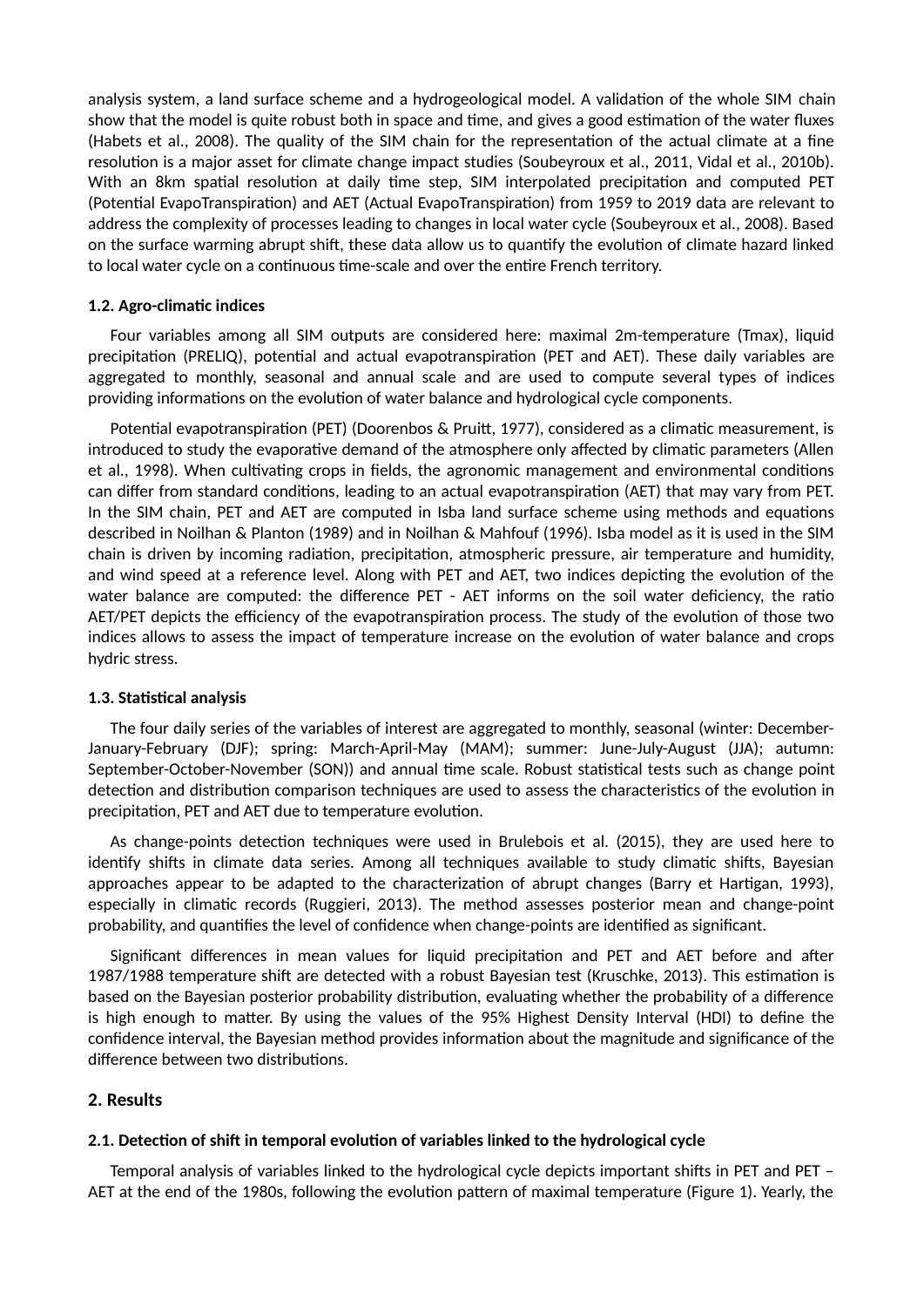analysis system, a land surface scheme and a hydrogeological model. A validation of the whole SIM chain show that the model is quite robust both in space and time, and gives a good estimation of the water fluxes (Habets et al., 2008). The quality of the SIM chain for the representation of the actual climate at a fine resolution is a major asset for climate change impact studies (Soubeyroux et al., 2011, Vidal et al., 2010b). With an 8km spatial resolution at daily time step, SIM interpolated precipitation and computed PET (Potential EvapoTranspiration) and AET (Actual EvapoTranspiration) from 1959 to 2019 data are relevant to address the complexity of processes leading to changes in local water cycle (Soubeyroux et al., 2008). Based on the surface warming abrupt shift, these data allow us to quantify the evolution of climate hazard linked to local water cycle on a continuous time-scale and over the entire French territory.

### 1.2. Agro-climatic indices

Four variables among all SIM outputs are considered here: maximal 2m-temperature (Tmax), liquid precipitation (PRELIQ), potential and actual evapotranspiration (PET and AET). These daily variables are aggregated to monthly, seasonal and annual scale and are used to compute several types of indices providing informations on the evolution of water balance and hydrological cycle components.

Potential evapotranspiration (PET) (Doorenbos & Pruitt, 1977), considered as a climatic measurement, is introduced to study the evaporative demand of the atmosphere only affected by climatic parameters (Allen et al., 1998). When cultivating crops in fields, the agronomic management and environmental conditions can differ from standard conditions, leading to an actual evapotranspiration (AET) that may vary from PET. In the SIM chain, PET and AET are computed in Isba land surface scheme using methods and equations described in Noilhan & Planton (1989) and in Noilhan & Mahfouf (1996). Isba model as it is used in the SIM chain is driven by incoming radiation, precipitation, atmospheric pressure, air temperature and humidity, and wind speed at a reference level. Along with PET and AET, two indices depicting the evolution of the water balance are computed: the difference PET - AET informs on the soil water deficiency, the ratio AET/PET depicts the efficiency of the evapotranspiration process. The study of the evolution of those two indices allows to assess the impact of temperature increase on the evolution of water balance and crops hydric stress.

### 1.3. Statistical analysis

The four daily series of the variables of interest are aggregated to monthly, seasonal (winter: December-January-February (DJF); spring: March-April-May (MAM); summer: June-July-August (JJA); autumn: September-October-November (SON)) and annual time scale. Robust statistical tests such as change point detection and distribution comparison techniques are used to assess the characteristics of the evolution in precipitation, PET and AET due to temperature evolution.

As change-points detection techniques were used in Brulebois et al. (2015), they are used here to identify shifts in climate data series. Among all techniques available to study climatic shifts, Bayesian approaches appear to be adapted to the characterization of abrupt changes (Barry et Hartigan, 1993), especially in climatic records (Ruggieri, 2013). The method assesses posterior mean and change-point probability, and quantifies the level of confidence when change-points are identified as significant.

Significant differences in mean values for liquid precipitation and PET and AET before and after 1987/1988 temperature shift are detected with a robust Bayesian test (Kruschke, 2013). This estimation is based on the Bayesian posterior probability distribution, evaluating whether the probability of a difference is high enough to matter. By using the values of the 95% Highest Density Interval (HDI) to define the confidence interval, the Bayesian method provides information about the magnitude and significance of the difference between two distributions.

## 2. Results

### 2.1. Detection of shift in temporal evolution of variables linked to the hydrological cycle

Temporal analysis of variables linked to the hydrological cycle depicts important shifts in PET and PET – AET at the end of the 1980s, following the evolution pattern of maximal temperature (Figure 1). Yearly, the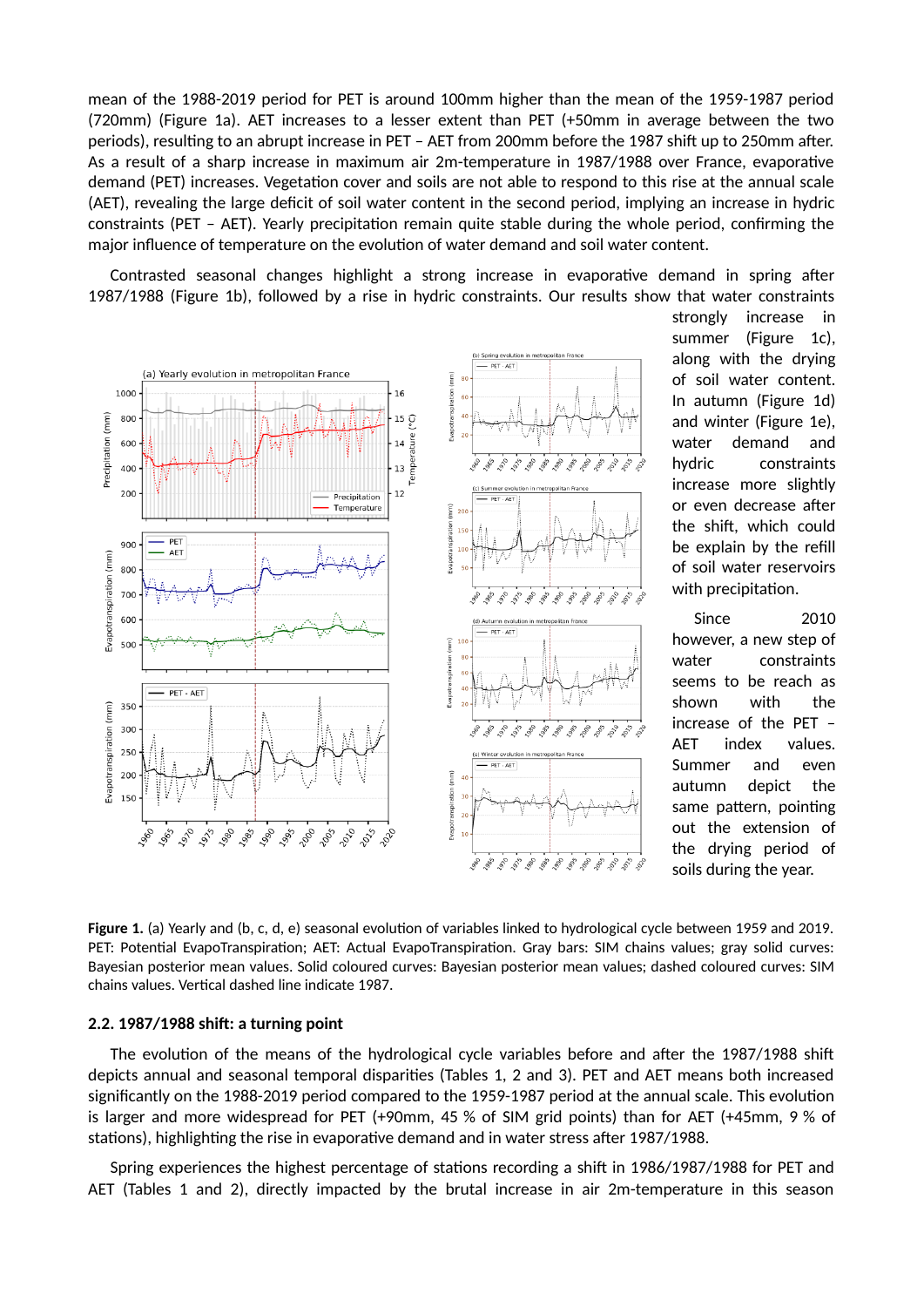mean of the 1988-2019 period for PET is around 100mm higher than the mean of the 1959-1987 period (720mm) (Figure 1a). AET increases to a lesser extent than PET (+50mm in average between the two periods), resulting to an abrupt increase in PET – AET from 200mm before the 1987 shift up to 250mm after. As a result of a sharp increase in maximum air 2m-temperature in 1987/1988 over France, evaporative demand (PET) increases. Vegetation cover and soils are not able to respond to this rise at the annual scale (AET), revealing the large deficit of soil water content in the second period, implying an increase in hydric constraints (PET – AET). Yearly precipitation remain quite stable during the whole period, confirming the major influence of temperature on the evolution of water demand and soil water content.

Contrasted seasonal changes highlight a strong increase in evaporative demand in spring after 1987/1988 (Figure 1b), followed by a rise in hydric constraints. Our results show that water constraints strongly increase in summer (Figure 1c), along with the drying of soil water content. In autumn (Figure 1d) and winter (Figure 1e), water demand and hydric constraints increase more slightly or even decrease after the shift, which could be explain by the refill of soil water reservoirs with precipitation.

Since 2010 however, a new step of water constraints seems to be reach as shown with the increase of the PET – AET index values. Summer and even autumn depict the same pattern, pointing out the extension of the drying period of soils during the year.

**Figure 1.** (a) Yearly and (b, c, d, e) seasonal evolution of variables linked to hydrological cycle between 1959 and 2019. PET: Potential EvapoTranspiration; AET: Actual EvapoTranspiration. Gray bars: SIM chains values; gray solid curves: Bayesian posterior mean values. Solid coloured curves: Bayesian posterior mean values; dashed coloured curves: SIM chains values. Vertical dashed line indicate 1987.

### 2.2. 1987/1988 shift: a turning point

The evolution of the means of the hydrological cycle variables before and after the 1987/1988 shift depicts annual and seasonal temporal disparities (Tables 1, 2 and 3). PET and AET means both increased significantly on the 1988-2019 period compared to the 1959-1987 period at the annual scale. This evolution is larger and more widespread for PET (+90mm, 45 % of SIM grid points) than for AET (+45mm, 9 % of stations), highlighting the rise in evaporative demand and in water stress after 1987/1988.

Spring experiences the highest percentage of stations recording a shift in 1986/1987/1988 for PET and AET (Tables 1 and 2), directly impacted by the brutal increase in air 2m-temperature in this season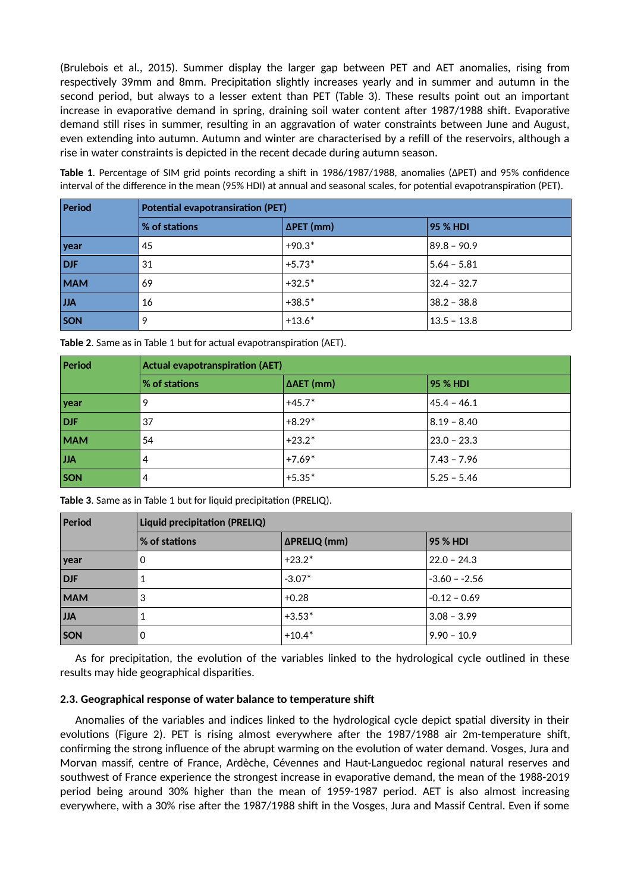(Brulebois et al., 2015). Summer display the larger gap between PET and AET anomalies, rising from respectively 39mm and 8mm. Precipitation slightly increases yearly and in summer and autumn in the second period, but always to a lesser extent than PET (Table 3). These results point out an important increase in evaporative demand in spring, draining soil water content after 1987/1988 shift. Evaporative demand still rises in summer, resulting in an aggravation of water constraints between June and August, even extending into autumn. Autumn and winter are characterised by a refill of the reservoirs, although a rise in water constraints is depicted in the recent decade during autumn season.

**Table 1**. Percentage of SIM grid points recording a shift in 1986/1987/1988, anomalies (ΔPET) and 95% confidence interval of the difference in the mean (95% HDI) at annual and seasonal scales, for potential evapotranspiration (PET).

| Period | Potential evapotransiration (PET) | | |
|---|---|---|---|
| | % of stations | ΔPET (mm) | 95 % HDI |
| year | 45 | +90.3* | 89.8 – 90.9 |
| DJF | 31 | +5.73* | 5.64 – 5.81 |
| MAM | 69 | +32.5* | 32.4 – 32.7 |
| JJA | 16 | +38.5* | 38.2 – 38.8 |
| SON | 9 | +13.6* | 13.5 – 13.8 |

**Table 2**. Same as in Table 1 but for actual evapotranspiration (AET).

| Period | Actual evapotranspiration (AET) | | |
|---|---|---|---|
| | % of stations | ΔAET (mm) | 95 % HDI |
| year | 9 | +45.7* | 45.4 – 46.1 |
| DJF | 37 | +8.29* | 8.19 – 8.40 |
| MAM | 54 | +23.2* | 23.0 – 23.3 |
| JJA | 4 | +7.69* | 7.43 – 7.96 |
| SON | 4 | +5.35* | 5.25 – 5.46 |

**Table 3**. Same as in Table 1 but for liquid precipitation (PRELIQ).

| Period | Liquid precipitation (PRELIQ) | | |
|---|---|---|---|
| | % of stations | ΔPRELIQ (mm) | 95 % HDI |
| year | 0 | +23.2* | 22.0 – 24.3 |
| DJF | 1 | -3.07* | -3.60 – -2.56 |
| MAM | 3 | +0.28 | -0.12 – 0.69 |
| JJA | 1 | +3.53* | 3.08 – 3.99 |
| SON | 0 | +10.4* | 9.90 – 10.9 |

As for precipitation, the evolution of the variables linked to the hydrological cycle outlined in these results may hide geographical disparities.

### 2.3. Geographical response of water balance to temperature shift

Anomalies of the variables and indices linked to the hydrological cycle depict spatial diversity in their evolutions (Figure 2). PET is rising almost everywhere after the 1987/1988 air 2m-temperature shift, confirming the strong influence of the abrupt warming on the evolution of water demand. Vosges, Jura and Morvan massif, centre of France, Ardèche, Cévennes and Haut-Languedoc regional natural reserves and southwest of France experience the strongest increase in evaporative demand, the mean of the 1988-2019 period being around 30% higher than the mean of 1959-1987 period. AET is also almost increasing everywhere, with a 30% rise after the 1987/1988 shift in the Vosges, Jura and Massif Central. Even if some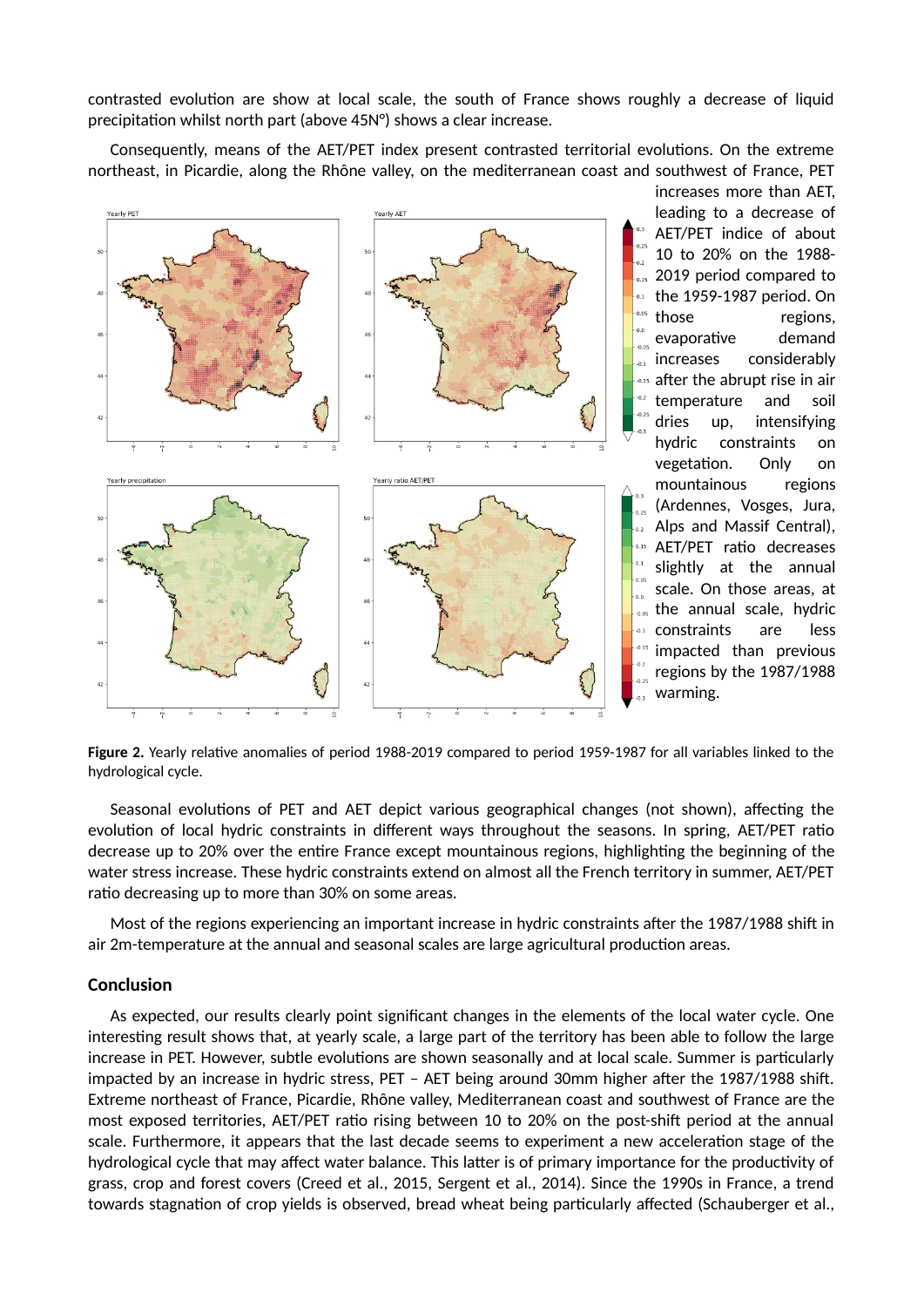contrasted evolution are show at local scale, the south of France shows roughly a decrease of liquid precipitation whilst north part (above 45N°) shows a clear increase.

Consequently, means of the AET/PET index present contrasted territorial evolutions. On the extreme northeast, in Picardie, along the Rhône valley, on the mediterranean coast and southwest of France, PET increases more than AET, leading to a decrease of AET/PET indice of about 10 to 20% on the 1988-2019 period compared to the 1959-1987 period. On those regions, evaporative demand increases considerably after the abrupt rise in air temperature and soil dries up, intensifying hydric constraints on vegetation. Only on mountainous regions (Ardennes, Vosges, Jura, Alps and Massif Central), AET/PET ratio decreases slightly at the annual scale. On those areas, at the annual scale, hydric constraints are less impacted than previous regions by the 1987/1988 warming.

**Figure 2.** Yearly relative anomalies of period 1988-2019 compared to period 1959-1987 for all variables linked to the hydrological cycle.

Seasonal evolutions of PET and AET depict various geographical changes (not shown), affecting the evolution of local hydric constraints in different ways throughout the seasons. In spring, AET/PET ratio decrease up to 20% over the entire France except mountainous regions, highlighting the beginning of the water stress increase. These hydric constraints extend on almost all the French territory in summer, AET/PET ratio decreasing up to more than 30% on some areas.

Most of the regions experiencing an important increase in hydric constraints after the 1987/1988 shift in air 2m-temperature at the annual and seasonal scales are large agricultural production areas.

## Conclusion

As expected, our results clearly point significant changes in the elements of the local water cycle. One interesting result shows that, at yearly scale, a large part of the territory has been able to follow the large increase in PET. However, subtle evolutions are shown seasonally and at local scale. Summer is particularly impacted by an increase in hydric stress, PET – AET being around 30mm higher after the 1987/1988 shift. Extreme northeast of France, Picardie, Rhône valley, Mediterranean coast and southwest of France are the most exposed territories, AET/PET ratio rising between 10 to 20% on the post-shift period at the annual scale. Furthermore, it appears that the last decade seems to experiment a new acceleration stage of the hydrological cycle that may affect water balance. This latter is of primary importance for the productivity of grass, crop and forest covers (Creed et al., 2015, Sergent et al., 2014). Since the 1990s in France, a trend towards stagnation of crop yields is observed, bread wheat being particularly affected (Schauberger et al.,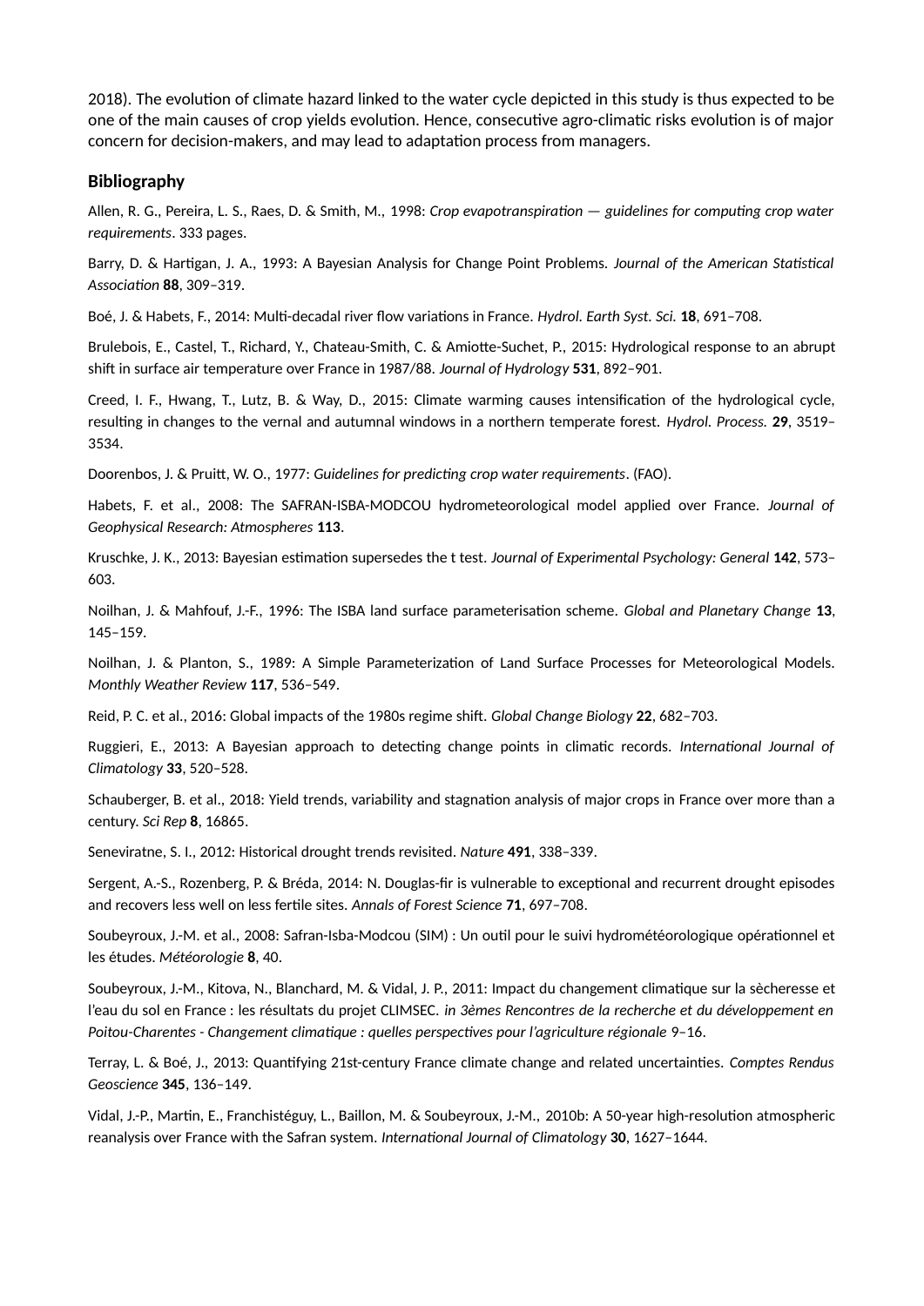2018). The evolution of climate hazard linked to the water cycle depicted in this study is thus expected to be one of the main causes of crop yields evolution. Hence, consecutive agro-climatic risks evolution is of major concern for decision-makers, and may lead to adaptation process from managers.

## Bibliography

Allen, R. G., Pereira, L. S., Raes, D. & Smith, M., 1998: *Crop evapotranspiration — guidelines for computing crop water requirements*. 333 pages.

Barry, D. & Hartigan, J. A., 1993: A Bayesian Analysis for Change Point Problems. *Journal of the American Statistical Association* **88**, 309–319.

Boé, J. & Habets, F., 2014: Multi-decadal river flow variations in France. *Hydrol. Earth Syst. Sci.* **18**, 691–708.

Brulebois, E., Castel, T., Richard, Y., Chateau-Smith, C. & Amiotte-Suchet, P., 2015: Hydrological response to an abrupt shift in surface air temperature over France in 1987/88. *Journal of Hydrology* **531**, 892–901.

Creed, I. F., Hwang, T., Lutz, B. & Way, D., 2015: Climate warming causes intensification of the hydrological cycle, resulting in changes to the vernal and autumnal windows in a northern temperate forest. *Hydrol. Process.* **29**, 3519–3534.

Doorenbos, J. & Pruitt, W. O., 1977: *Guidelines for predicting crop water requirements*. (FAO).

Habets, F. et al., 2008: The SAFRAN-ISBA-MODCOU hydrometeorological model applied over France. *Journal of Geophysical Research: Atmospheres* **113**.

Kruschke, J. K., 2013: Bayesian estimation supersedes the t test. *Journal of Experimental Psychology: General* **142**, 573–603.

Noilhan, J. & Mahfouf, J.-F., 1996: The ISBA land surface parameterisation scheme. *Global and Planetary Change* **13**, 145–159.

Noilhan, J. & Planton, S., 1989: A Simple Parameterization of Land Surface Processes for Meteorological Models. *Monthly Weather Review* **117**, 536–549.

Reid, P. C. et al., 2016: Global impacts of the 1980s regime shift. *Global Change Biology* **22**, 682–703.

Ruggieri, E., 2013: A Bayesian approach to detecting change points in climatic records. *International Journal of Climatology* **33**, 520–528.

Schauberger, B. et al., 2018: Yield trends, variability and stagnation analysis of major crops in France over more than a century. *Sci Rep* **8**, 16865.

Seneviratne, S. I., 2012: Historical drought trends revisited. *Nature* **491**, 338–339.

Sergent, A.-S., Rozenberg, P. & Bréda, 2014: N. Douglas-fir is vulnerable to exceptional and recurrent drought episodes and recovers less well on less fertile sites. *Annals of Forest Science* **71**, 697–708.

Soubeyroux, J.-M. et al., 2008: Safran-Isba-Modcou (SIM) : Un outil pour le suivi hydrométéorologique opérationnel et les études. *Météorologie* **8**, 40.

Soubeyroux, J.-M., Kitova, N., Blanchard, M. & Vidal, J. P., 2011: Impact du changement climatique sur la sècheresse et l'eau du sol en France : les résultats du projet CLIMSEC. *in 3èmes Rencontres de la recherche et du développement en Poitou-Charentes - Changement climatique : quelles perspectives pour l'agriculture régionale* 9–16.

Terray, L. & Boé, J., 2013: Quantifying 21st-century France climate change and related uncertainties. *Comptes Rendus Geoscience* **345**, 136–149.

Vidal, J.-P., Martin, E., Franchistéguy, L., Baillon, M. & Soubeyroux, J.-M., 2010b: A 50-year high-resolution atmospheric reanalysis over France with the Safran system. *International Journal of Climatology* **30**, 1627–1644.